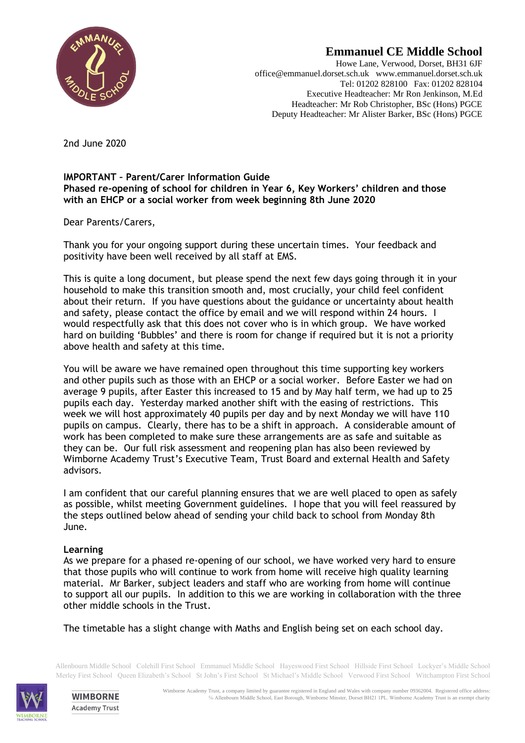# Emmanuel CE Middle School

Howe Lane, Verwood, Dorset, BH31 6JF
office@emmanuel.dorset.sch.uk www.emmanuel.dorset.sch.uk
Tel: 01202 828100 Fax: 01202 828104
Executive Headteacher: Mr Ron Jenkinson, M.Ed
Headteacher: Mr Rob Christopher, BSc (Hons) PGCE
Deputy Headteacher: Mr Alister Barker, BSc (Hons) PGCE

2nd June 2020

**IMPORTANT – Parent/Carer Information Guide**
**Phased re-opening of school for children in Year 6, Key Workers' children and those with an EHCP or a social worker from week beginning 8th June 2020**

Dear Parents/Carers,

Thank you for your ongoing support during these uncertain times. Your feedback and positivity have been well received by all staff at EMS.

This is quite a long document, but please spend the next few days going through it in your household to make this transition smooth and, most crucially, your child feel confident about their return. If you have questions about the guidance or uncertainty about health and safety, please contact the office by email and we will respond within 24 hours. I would respectfully ask that this does not cover who is in which group. We have worked hard on building 'Bubbles' and there is room for change if required but it is not a priority above health and safety at this time.

You will be aware we have remained open throughout this time supporting key workers and other pupils such as those with an EHCP or a social worker. Before Easter we had on average 9 pupils, after Easter this increased to 15 and by May half term, we had up to 25 pupils each day. Yesterday marked another shift with the easing of restrictions. This week we will host approximately 40 pupils per day and by next Monday we will have 110 pupils on campus. Clearly, there has to be a shift in approach. A considerable amount of work has been completed to make sure these arrangements are as safe and suitable as they can be. Our full risk assessment and reopening plan has also been reviewed by Wimborne Academy Trust's Executive Team, Trust Board and external Health and Safety advisors.

I am confident that our careful planning ensures that we are well placed to open as safely as possible, whilst meeting Government guidelines. I hope that you will feel reassured by the steps outlined below ahead of sending your child back to school from Monday 8th June.

**Learning**
As we prepare for a phased re-opening of our school, we have worked very hard to ensure that those pupils who will continue to work from home will receive high quality learning material. Mr Barker, subject leaders and staff who are working from home will continue to support all our pupils. In addition to this we are working in collaboration with the three other middle schools in the Trust.

The timetable has a slight change with Maths and English being set on each school day.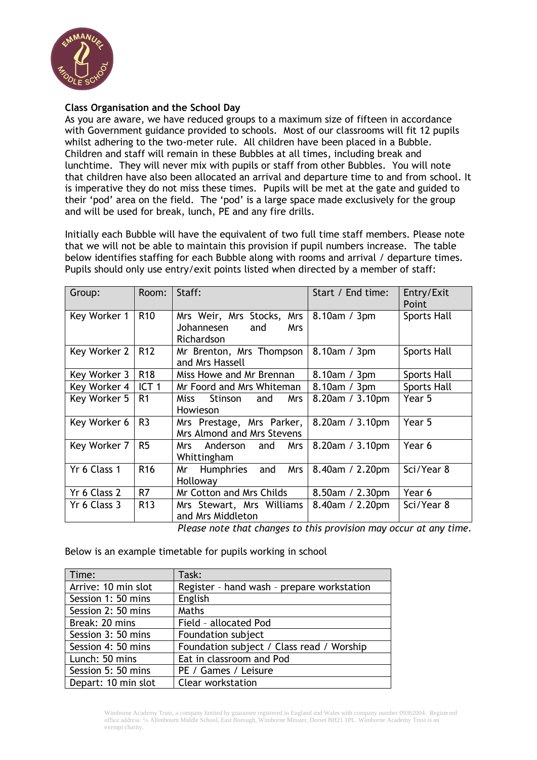**Class Organisation and the School Day**

As you are aware, we have reduced groups to a maximum size of fifteen in accordance with Government guidance provided to schools. Most of our classrooms will fit 12 pupils whilst adhering to the two-meter rule. All children have been placed in a Bubble. Children and staff will remain in these Bubbles at all times, including break and lunchtime. They will never mix with pupils or staff from other Bubbles. You will note that children have also been allocated an arrival and departure time to and from school. It is imperative they do not miss these times. Pupils will be met at the gate and guided to their 'pod' area on the field. The 'pod' is a large space made exclusively for the group and will be used for break, lunch, PE and any fire drills.

Initially each Bubble will have the equivalent of two full time staff members. Please note that we will not be able to maintain this provision if pupil numbers increase. The table below identifies staffing for each Bubble along with rooms and arrival / departure times. Pupils should only use entry/exit points listed when directed by a member of staff:

| Group: | Room: | Staff: | Start / End time: | Entry/Exit Point |
|---|---|---|---|---|
| Key Worker 1 | R10 | Mrs Weir, Mrs Stocks, Mrs Johannesen and Mrs Richardson | 8.10am / 3pm | Sports Hall |
| Key Worker 2 | R12 | Mr Brenton, Mrs Thompson and Mrs Hassell | 8.10am / 3pm | Sports Hall |
| Key Worker 3 | R18 | Miss Howe and Mr Brennan | 8.10am / 3pm | Sports Hall |
| Key Worker 4 | ICT 1 | Mr Foord and Mrs Whiteman | 8.10am / 3pm | Sports Hall |
| Key Worker 5 | R1 | Miss Stinson and Mrs Howieson | 8.20am / 3.10pm | Year 5 |
| Key Worker 6 | R3 | Mrs Prestage, Mrs Parker, Mrs Almond and Mrs Stevens | 8.20am / 3.10pm | Year 5 |
| Key Worker 7 | R5 | Mrs Anderson and Mrs Whittingham | 8.20am / 3.10pm | Year 6 |
| Yr 6 Class 1 | R16 | Mr Humphries and Mrs Holloway | 8.40am / 2.20pm | Sci/Year 8 |
| Yr 6 Class 2 | R7 | Mr Cotton and Mrs Childs | 8.50am / 2.30pm | Year 6 |
| Yr 6 Class 3 | R13 | Mrs Stewart, Mrs Williams and Mrs Middleton | 8.40am / 2.20pm | Sci/Year 8 |

*Please note that changes to this provision may occur at any time.*

Below is an example timetable for pupils working in school

| Time: | Task: |
|---|---|
| Arrive: 10 min slot | Register - hand wash - prepare workstation |
| Session 1: 50 mins | English |
| Session 2: 50 mins | Maths |
| Break: 20 mins | Field - allocated Pod |
| Session 3: 50 mins | Foundation subject |
| Session 4: 50 mins | Foundation subject / Class read / Worship |
| Lunch: 50 mins | Eat in classroom and Pod |
| Session 5: 50 mins | PE / Games / Leisure |
| Depart: 10 min slot | Clear workstation |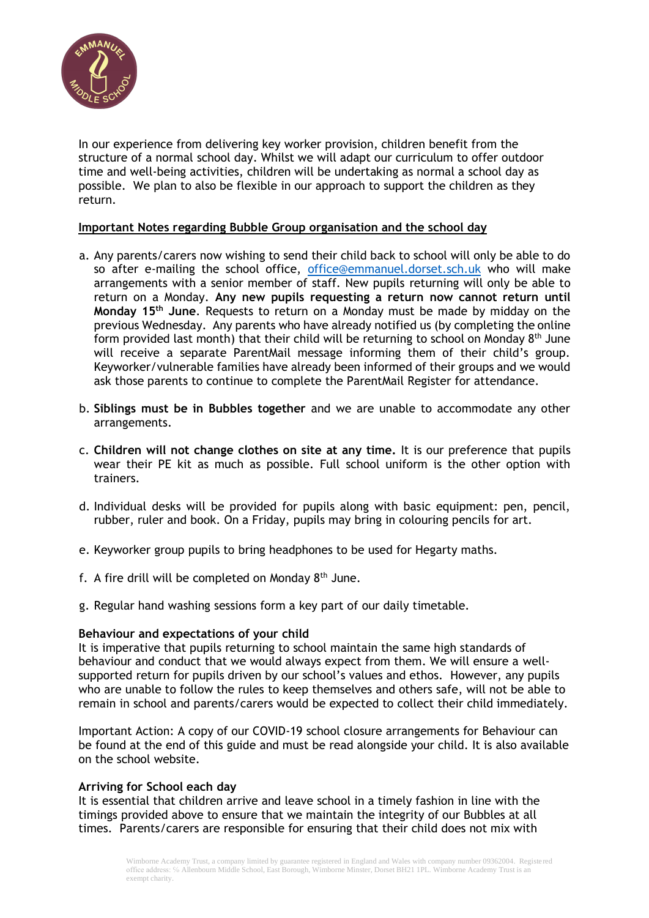In our experience from delivering key worker provision, children benefit from the structure of a normal school day. Whilst we will adapt our curriculum to offer outdoor time and well-being activities, children will be undertaking as normal a school day as possible. We plan to also be flexible in our approach to support the children as they return.

**Important Notes regarding Bubble Group organisation and the school day**

a. Any parents/carers now wishing to send their child back to school will only be able to do so after e-mailing the school office, office@emmanuel.dorset.sch.uk who will make arrangements with a senior member of staff. New pupils returning will only be able to return on a Monday. **Any new pupils requesting a return now cannot return until Monday 15th June**. Requests to return on a Monday must be made by midday on the previous Wednesday. Any parents who have already notified us (by completing the online form provided last month) that their child will be returning to school on Monday 8th June will receive a separate ParentMail message informing them of their child's group. Keyworker/vulnerable families have already been informed of their groups and we would ask those parents to continue to complete the ParentMail Register for attendance.

b. **Siblings must be in Bubbles together** and we are unable to accommodate any other arrangements.

c. **Children will not change clothes on site at any time.** It is our preference that pupils wear their PE kit as much as possible. Full school uniform is the other option with trainers.

d. Individual desks will be provided for pupils along with basic equipment: pen, pencil, rubber, ruler and book. On a Friday, pupils may bring in colouring pencils for art.

e. Keyworker group pupils to bring headphones to be used for Hegarty maths.

f. A fire drill will be completed on Monday 8th June.

g. Regular hand washing sessions form a key part of our daily timetable.

**Behaviour and expectations of your child**

It is imperative that pupils returning to school maintain the same high standards of behaviour and conduct that we would always expect from them. We will ensure a well-supported return for pupils driven by our school's values and ethos. However, any pupils who are unable to follow the rules to keep themselves and others safe, will not be able to remain in school and parents/carers would be expected to collect their child immediately.

Important Action: A copy of our COVID-19 school closure arrangements for Behaviour can be found at the end of this guide and must be read alongside your child. It is also available on the school website.

**Arriving for School each day**

It is essential that children arrive and leave school in a timely fashion in line with the timings provided above to ensure that we maintain the integrity of our Bubbles at all times. Parents/carers are responsible for ensuring that their child does not mix with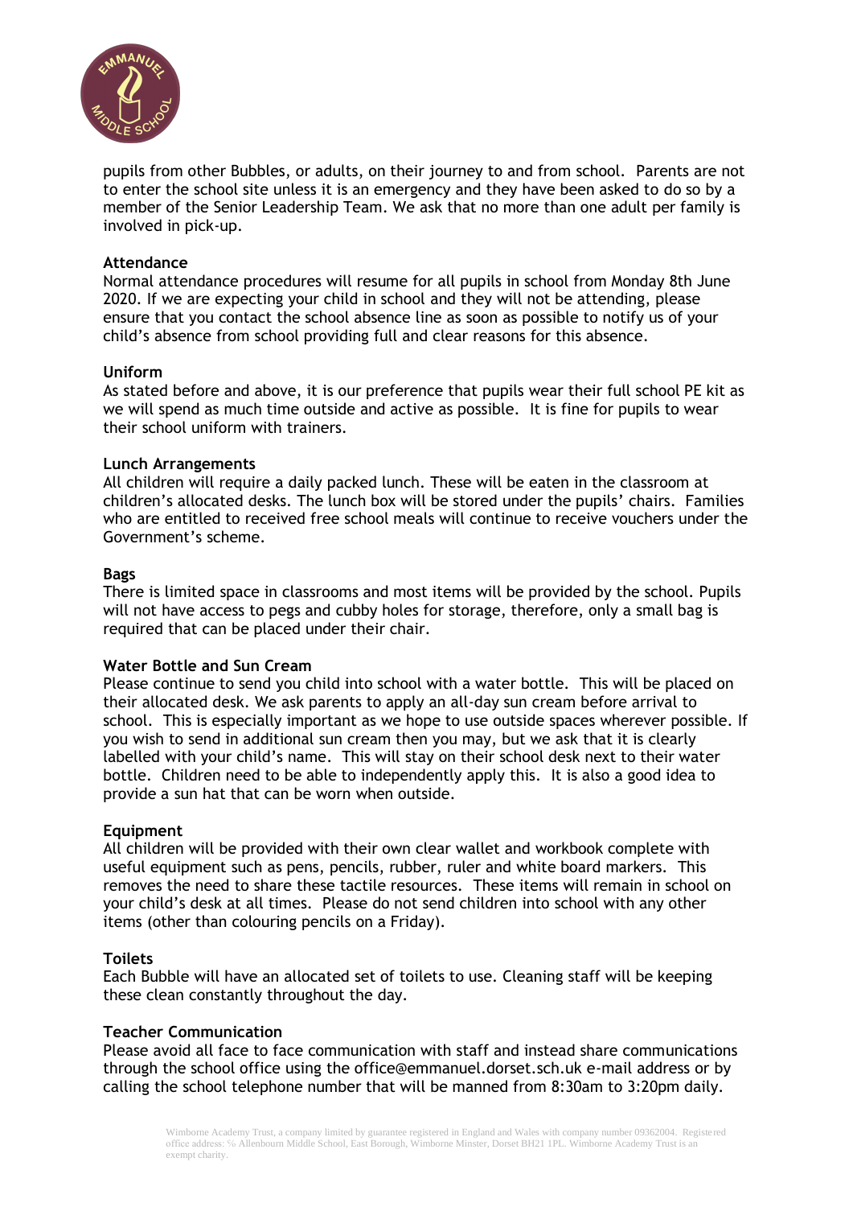pupils from other Bubbles, or adults, on their journey to and from school. Parents are not to enter the school site unless it is an emergency and they have been asked to do so by a member of the Senior Leadership Team. We ask that no more than one adult per family is involved in pick-up.

**Attendance**
Normal attendance procedures will resume for all pupils in school from Monday 8th June 2020. If we are expecting your child in school and they will not be attending, please ensure that you contact the school absence line as soon as possible to notify us of your child's absence from school providing full and clear reasons for this absence.

**Uniform**
As stated before and above, it is our preference that pupils wear their full school PE kit as we will spend as much time outside and active as possible. It is fine for pupils to wear their school uniform with trainers.

**Lunch Arrangements**
All children will require a daily packed lunch. These will be eaten in the classroom at children's allocated desks. The lunch box will be stored under the pupils' chairs. Families who are entitled to received free school meals will continue to receive vouchers under the Government's scheme.

**Bags**
There is limited space in classrooms and most items will be provided by the school. Pupils will not have access to pegs and cubby holes for storage, therefore, only a small bag is required that can be placed under their chair.

**Water Bottle and Sun Cream**
Please continue to send you child into school with a water bottle. This will be placed on their allocated desk. We ask parents to apply an all-day sun cream before arrival to school. This is especially important as we hope to use outside spaces wherever possible. If you wish to send in additional sun cream then you may, but we ask that it is clearly labelled with your child's name. This will stay on their school desk next to their water bottle. Children need to be able to independently apply this. It is also a good idea to provide a sun hat that can be worn when outside.

**Equipment**
All children will be provided with their own clear wallet and workbook complete with useful equipment such as pens, pencils, rubber, ruler and white board markers. This removes the need to share these tactile resources. These items will remain in school on your child's desk at all times. Please do not send children into school with any other items (other than colouring pencils on a Friday).

**Toilets**
Each Bubble will have an allocated set of toilets to use. Cleaning staff will be keeping these clean constantly throughout the day.

**Teacher Communication**
Please avoid all face to face communication with staff and instead share communications through the school office using the office@emmanuel.dorset.sch.uk e-mail address or by calling the school telephone number that will be manned from 8:30am to 3:20pm daily.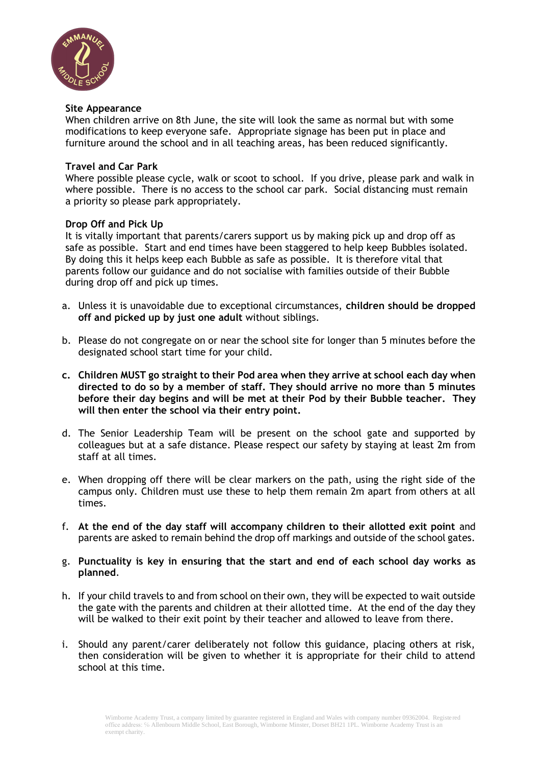### Site Appearance

When children arrive on 8th June, the site will look the same as normal but with some modifications to keep everyone safe. Appropriate signage has been put in place and furniture around the school and in all teaching areas, has been reduced significantly.

### Travel and Car Park

Where possible please cycle, walk or scoot to school. If you drive, please park and walk in where possible. There is no access to the school car park. Social distancing must remain a priority so please park appropriately.

### Drop Off and Pick Up

It is vitally important that parents/carers support us by making pick up and drop off as safe as possible. Start and end times have been staggered to help keep Bubbles isolated. By doing this it helps keep each Bubble as safe as possible. It is therefore vital that parents follow our guidance and do not socialise with families outside of their Bubble during drop off and pick up times.

a. Unless it is unavoidable due to exceptional circumstances, **children should be dropped off and picked up by just one adult** without siblings.

b. Please do not congregate on or near the school site for longer than 5 minutes before the designated school start time for your child.

c. **Children MUST go straight to their Pod area when they arrive at school each day when directed to do so by a member of staff. They should arrive no more than 5 minutes before their day begins and will be met at their Pod by their Bubble teacher. They will then enter the school via their entry point.**

d. The Senior Leadership Team will be present on the school gate and supported by colleagues but at a safe distance. Please respect our safety by staying at least 2m from staff at all times.

e. When dropping off there will be clear markers on the path, using the right side of the campus only. Children must use these to help them remain 2m apart from others at all times.

f. **At the end of the day staff will accompany children to their allotted exit point** and parents are asked to remain behind the drop off markings and outside of the school gates.

g. **Punctuality is key in ensuring that the start and end of each school day works as planned**.

h. If your child travels to and from school on their own, they will be expected to wait outside the gate with the parents and children at their allotted time. At the end of the day they will be walked to their exit point by their teacher and allowed to leave from there.

i. Should any parent/carer deliberately not follow this guidance, placing others at risk, then consideration will be given to whether it is appropriate for their child to attend school at this time.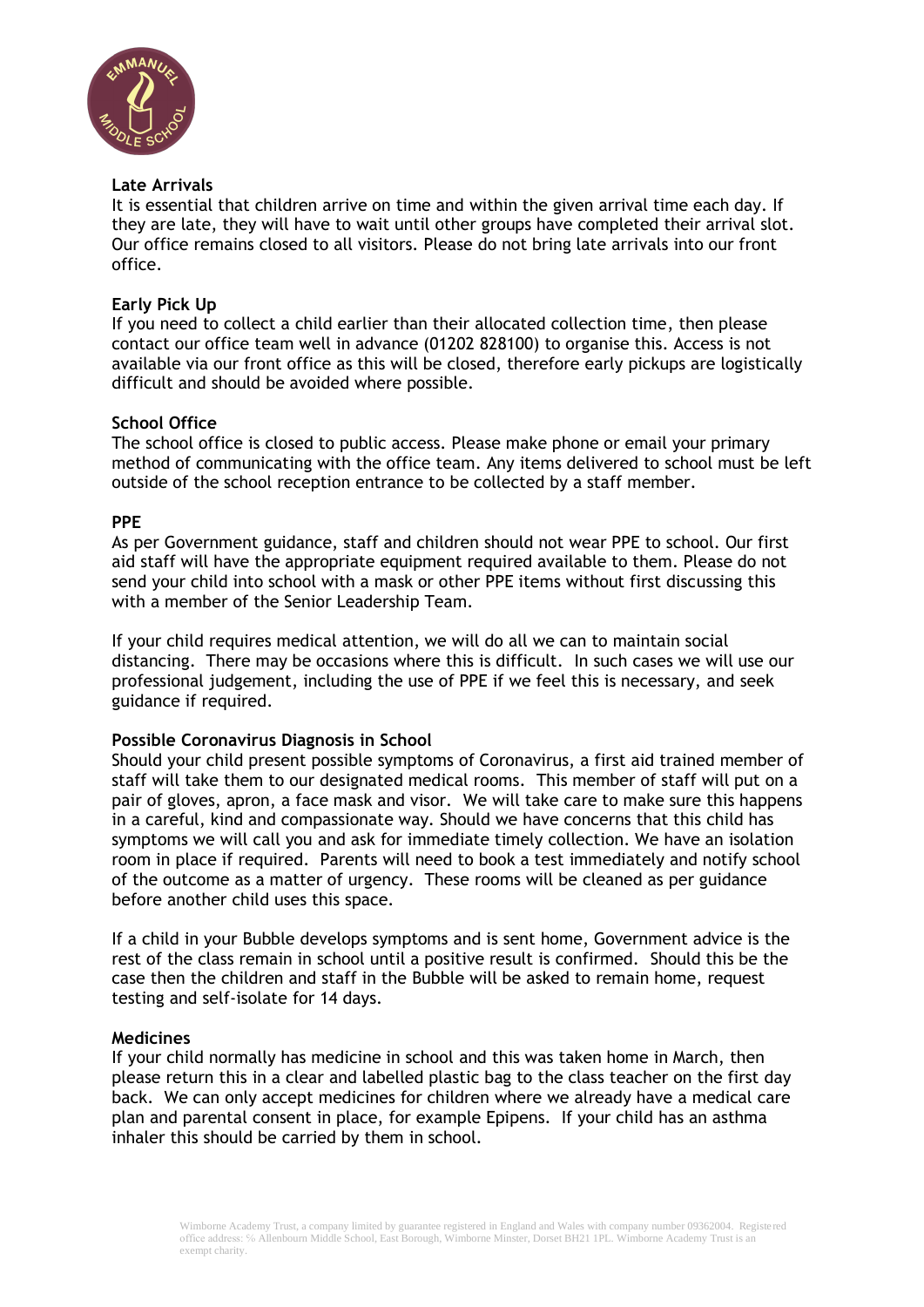**Late Arrivals**
It is essential that children arrive on time and within the given arrival time each day. If they are late, they will have to wait until other groups have completed their arrival slot. Our office remains closed to all visitors. Please do not bring late arrivals into our front office.

**Early Pick Up**
If you need to collect a child earlier than their allocated collection time, then please contact our office team well in advance (01202 828100) to organise this. Access is not available via our front office as this will be closed, therefore early pickups are logistically difficult and should be avoided where possible.

**School Office**
The school office is closed to public access. Please make phone or email your primary method of communicating with the office team. Any items delivered to school must be left outside of the school reception entrance to be collected by a staff member.

**PPE**
As per Government guidance, staff and children should not wear PPE to school. Our first aid staff will have the appropriate equipment required available to them. Please do not send your child into school with a mask or other PPE items without first discussing this with a member of the Senior Leadership Team.

If your child requires medical attention, we will do all we can to maintain social distancing. There may be occasions where this is difficult. In such cases we will use our professional judgement, including the use of PPE if we feel this is necessary, and seek guidance if required.

**Possible Coronavirus Diagnosis in School**
Should your child present possible symptoms of Coronavirus, a first aid trained member of staff will take them to our designated medical rooms. This member of staff will put on a pair of gloves, apron, a face mask and visor. We will take care to make sure this happens in a careful, kind and compassionate way. Should we have concerns that this child has symptoms we will call you and ask for immediate timely collection. We have an isolation room in place if required. Parents will need to book a test immediately and notify school of the outcome as a matter of urgency. These rooms will be cleaned as per guidance before another child uses this space.

If a child in your Bubble develops symptoms and is sent home, Government advice is the rest of the class remain in school until a positive result is confirmed. Should this be the case then the children and staff in the Bubble will be asked to remain home, request testing and self-isolate for 14 days.

**Medicines**
If your child normally has medicine in school and this was taken home in March, then please return this in a clear and labelled plastic bag to the class teacher on the first day back. We can only accept medicines for children where we already have a medical care plan and parental consent in place, for example Epipens. If your child has an asthma inhaler this should be carried by them in school.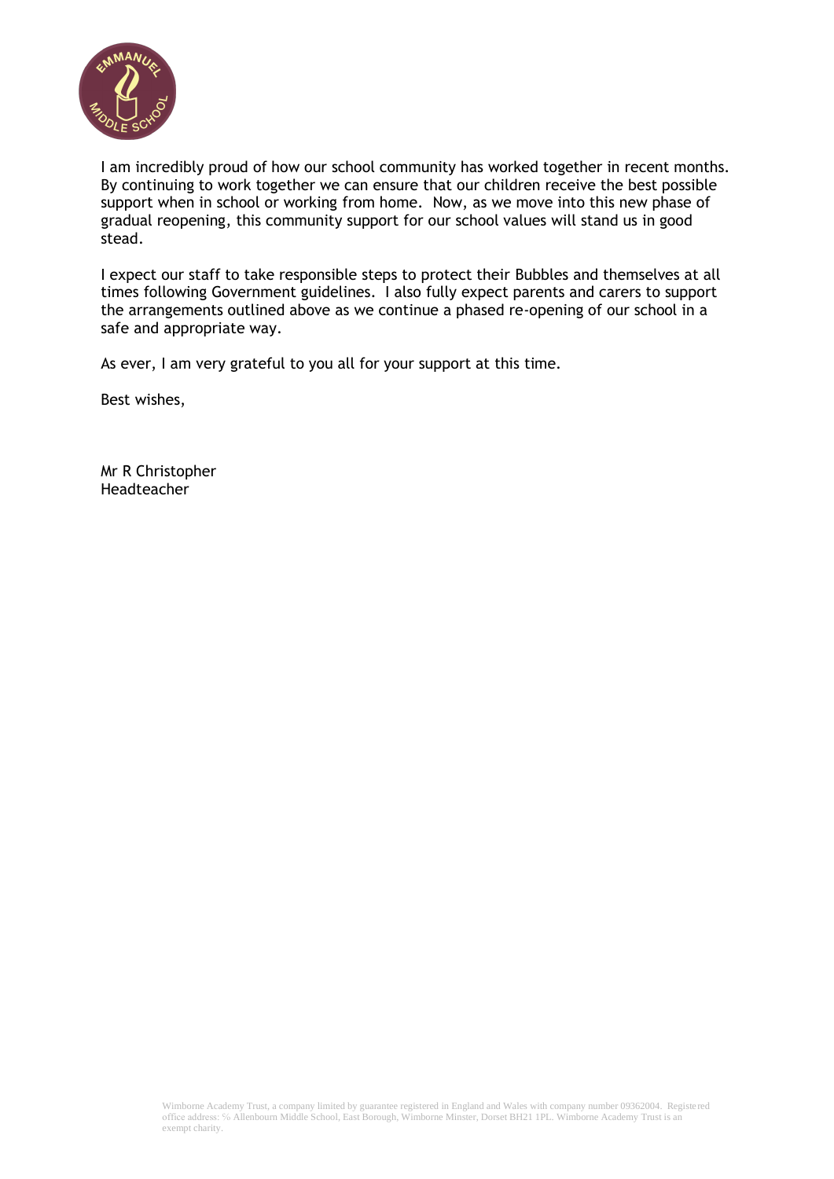I am incredibly proud of how our school community has worked together in recent months. By continuing to work together we can ensure that our children receive the best possible support when in school or working from home. Now, as we move into this new phase of gradual reopening, this community support for our school values will stand us in good stead.

I expect our staff to take responsible steps to protect their Bubbles and themselves at all times following Government guidelines. I also fully expect parents and carers to support the arrangements outlined above as we continue a phased re-opening of our school in a safe and appropriate way.

As ever, I am very grateful to you all for your support at this time.

Best wishes,

Mr R Christopher
Headteacher

Wimborne Academy Trust, a company limited by guarantee registered in England and Wales with company number 09362004. Registered office address: ℅ Allenbourn Middle School, East Borough, Wimborne Minster, Dorset BH21 1PL. Wimborne Academy Trust is an exempt charity.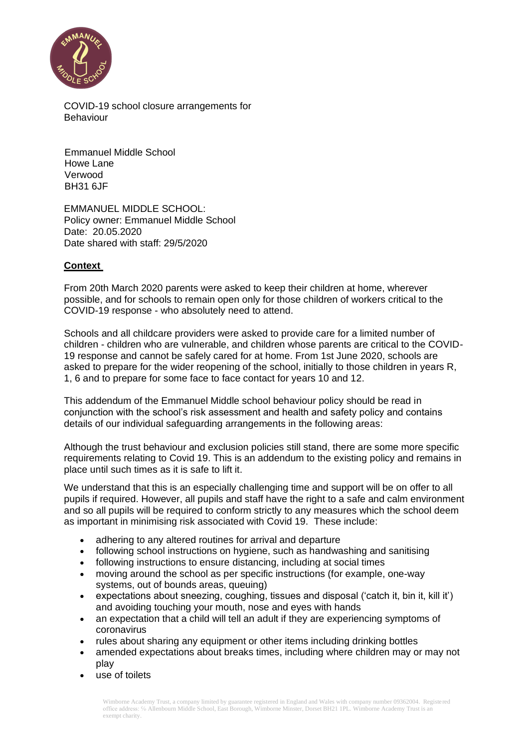COVID-19 school closure arrangements for Behaviour

Emmanuel Middle School
Howe Lane
Verwood
BH31 6JF

EMMANUEL MIDDLE SCHOOL:
Policy owner: Emmanuel Middle School
Date: 20.05.2020
Date shared with staff: 29/5/2020

## **Context**

From 20th March 2020 parents were asked to keep their children at home, wherever possible, and for schools to remain open only for those children of workers critical to the COVID-19 response - who absolutely need to attend.

Schools and all childcare providers were asked to provide care for a limited number of children - children who are vulnerable, and children whose parents are critical to the COVID-19 response and cannot be safely cared for at home. From 1st June 2020, schools are asked to prepare for the wider reopening of the school, initially to those children in years R, 1, 6 and to prepare for some face to face contact for years 10 and 12.

This addendum of the Emmanuel Middle school behaviour policy should be read in conjunction with the school's risk assessment and health and safety policy and contains details of our individual safeguarding arrangements in the following areas:

Although the trust behaviour and exclusion policies still stand, there are some more specific requirements relating to Covid 19. This is an addendum to the existing policy and remains in place until such times as it is safe to lift it.

We understand that this is an especially challenging time and support will be on offer to all pupils if required. However, all pupils and staff have the right to a safe and calm environment and so all pupils will be required to conform strictly to any measures which the school deem as important in minimising risk associated with Covid 19. These include:

- adhering to any altered routines for arrival and departure
- following school instructions on hygiene, such as handwashing and sanitising
- following instructions to ensure distancing, including at social times
- moving around the school as per specific instructions (for example, one-way systems, out of bounds areas, queuing)
- expectations about sneezing, coughing, tissues and disposal ('catch it, bin it, kill it') and avoiding touching your mouth, nose and eyes with hands
- an expectation that a child will tell an adult if they are experiencing symptoms of coronavirus
- rules about sharing any equipment or other items including drinking bottles
- amended expectations about breaks times, including where children may or may not play
- use of toilets

Wimborne Academy Trust, a company limited by guarantee registered in England and Wales with company number 09362004. Registered office address: ℅ Allenbourn Middle School, East Borough, Wimborne Minster, Dorset BH21 1PL. Wimborne Academy Trust is an exempt charity.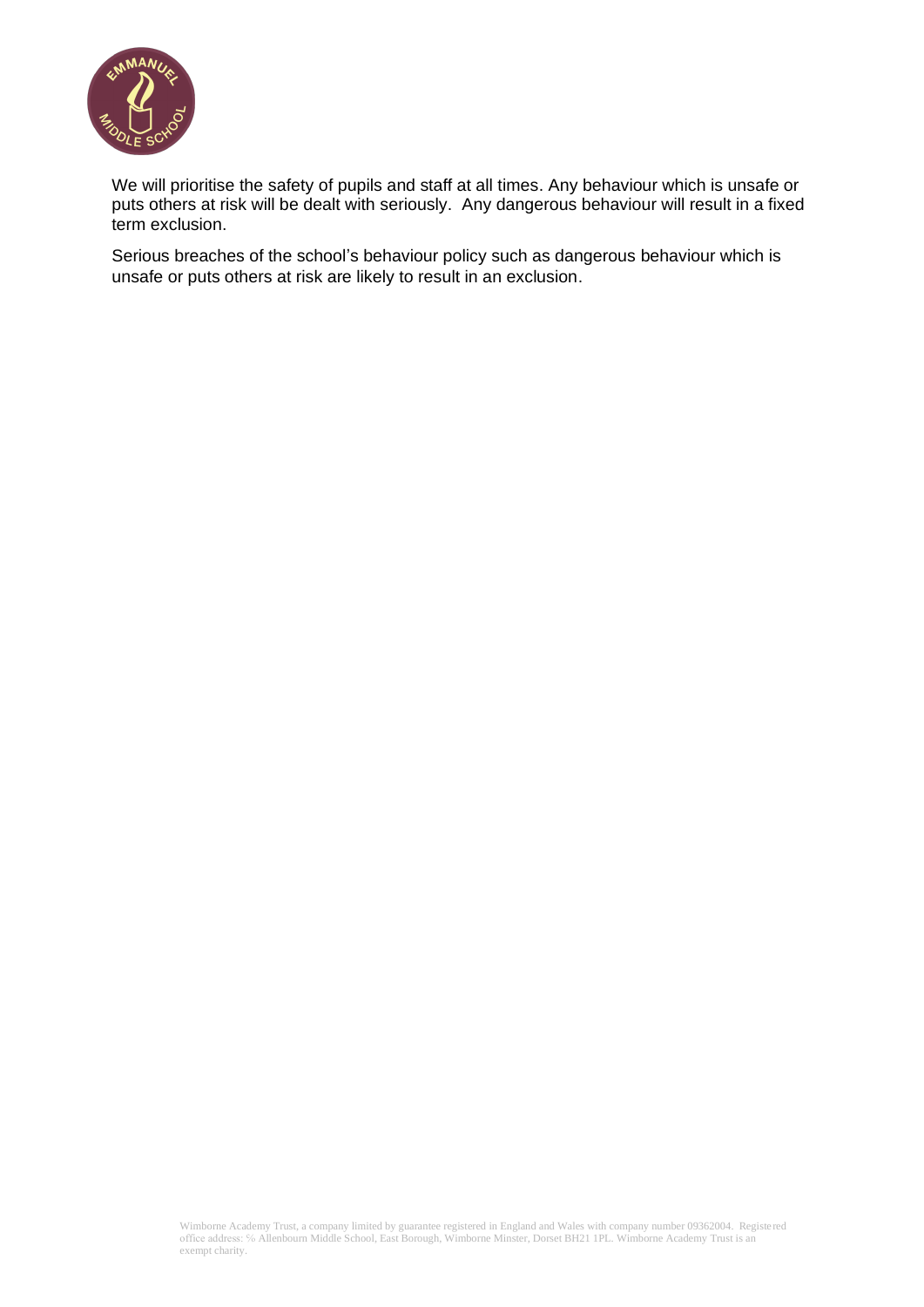We will prioritise the safety of pupils and staff at all times. Any behaviour which is unsafe or puts others at risk will be dealt with seriously. Any dangerous behaviour will result in a fixed term exclusion.

Serious breaches of the school's behaviour policy such as dangerous behaviour which is unsafe or puts others at risk are likely to result in an exclusion.